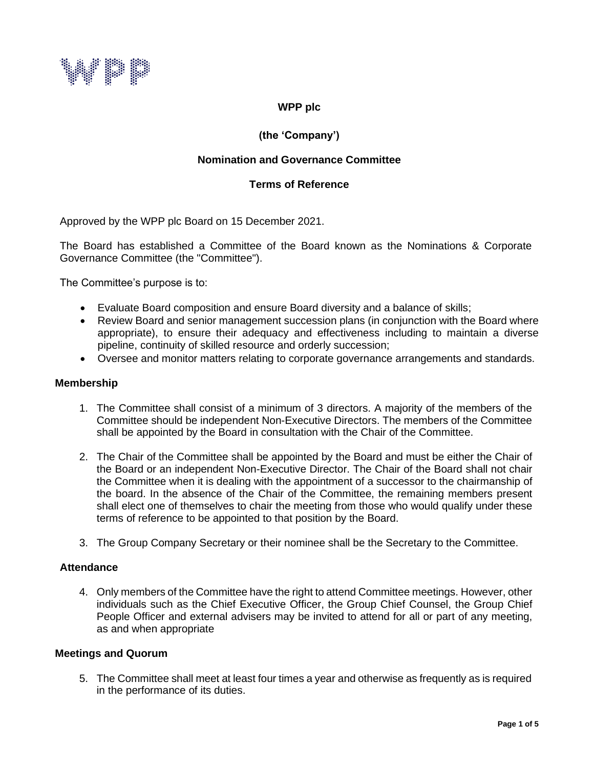**WPP plc**

**(the 'Company')**

**Nomination and Governance Committee**

**Terms of Reference**

Approved by the WPP plc Board on 15 December 2021.

The Board has established a Committee of the Board known as the Nominations & Corporate Governance Committee (the "Committee").

The Committee's purpose is to:

- Evaluate Board composition and ensure Board diversity and a balance of skills;
- Review Board and senior management succession plans (in conjunction with the Board where appropriate), to ensure their adequacy and effectiveness including to maintain a diverse pipeline, continuity of skilled resource and orderly succession;
- Oversee and monitor matters relating to corporate governance arrangements and standards.

### Membership

1. The Committee shall consist of a minimum of 3 directors. A majority of the members of the Committee should be independent Non-Executive Directors. The members of the Committee shall be appointed by the Board in consultation with the Chair of the Committee.

2. The Chair of the Committee shall be appointed by the Board and must be either the Chair of the Board or an independent Non-Executive Director. The Chair of the Board shall not chair the Committee when it is dealing with the appointment of a successor to the chairmanship of the board. In the absence of the Chair of the Committee, the remaining members present shall elect one of themselves to chair the meeting from those who would qualify under these terms of reference to be appointed to that position by the Board.

3. The Group Company Secretary or their nominee shall be the Secretary to the Committee.

### Attendance

4. Only members of the Committee have the right to attend Committee meetings. However, other individuals such as the Chief Executive Officer, the Group Chief Counsel, the Group Chief People Officer and external advisers may be invited to attend for all or part of any meeting, as and when appropriate

### Meetings and Quorum

5. The Committee shall meet at least four times a year and otherwise as frequently as is required in the performance of its duties.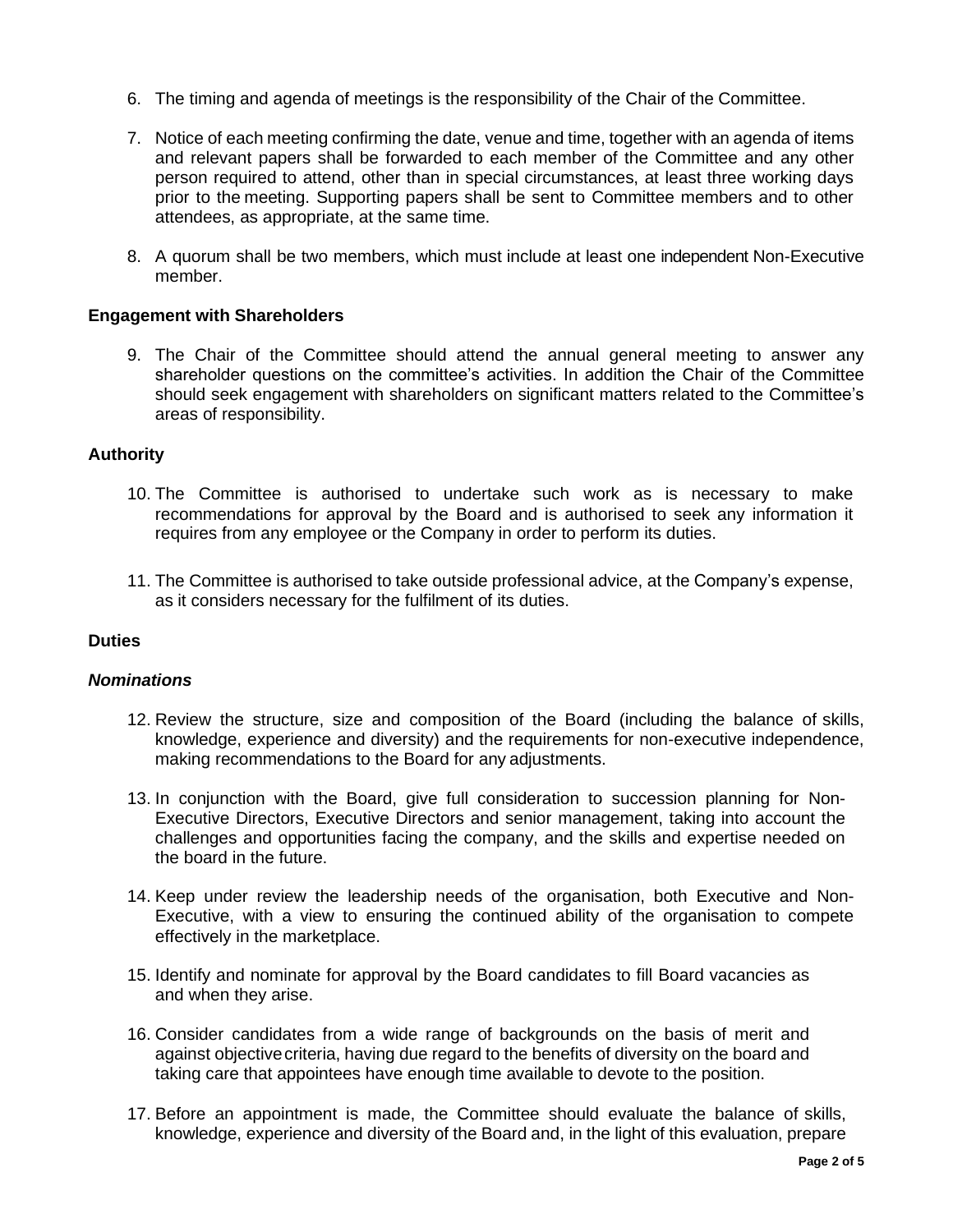6. The timing and agenda of meetings is the responsibility of the Chair of the Committee.

7. Notice of each meeting confirming the date, venue and time, together with an agenda of items and relevant papers shall be forwarded to each member of the Committee and any other person required to attend, other than in special circumstances, at least three working days prior to the meeting. Supporting papers shall be sent to Committee members and to other attendees, as appropriate, at the same time.

8. A quorum shall be two members, which must include at least one independent Non-Executive member.

### Engagement with Shareholders

9. The Chair of the Committee should attend the annual general meeting to answer any shareholder questions on the committee's activities. In addition the Chair of the Committee should seek engagement with shareholders on significant matters related to the Committee's areas of responsibility.

### Authority

10. The Committee is authorised to undertake such work as is necessary to make recommendations for approval by the Board and is authorised to seek any information it requires from any employee or the Company in order to perform its duties.

11. The Committee is authorised to take outside professional advice, at the Company's expense, as it considers necessary for the fulfilment of its duties.

### Duties

#### *Nominations*

12. Review the structure, size and composition of the Board (including the balance of skills, knowledge, experience and diversity) and the requirements for non-executive independence, making recommendations to the Board for any adjustments.

13. In conjunction with the Board, give full consideration to succession planning for Non-Executive Directors, Executive Directors and senior management, taking into account the challenges and opportunities facing the company, and the skills and expertise needed on the board in the future.

14. Keep under review the leadership needs of the organisation, both Executive and Non-Executive, with a view to ensuring the continued ability of the organisation to compete effectively in the marketplace.

15. Identify and nominate for approval by the Board candidates to fill Board vacancies as and when they arise.

16. Consider candidates from a wide range of backgrounds on the basis of merit and against objective criteria, having due regard to the benefits of diversity on the board and taking care that appointees have enough time available to devote to the position.

17. Before an appointment is made, the Committee should evaluate the balance of skills, knowledge, experience and diversity of the Board and, in the light of this evaluation, prepare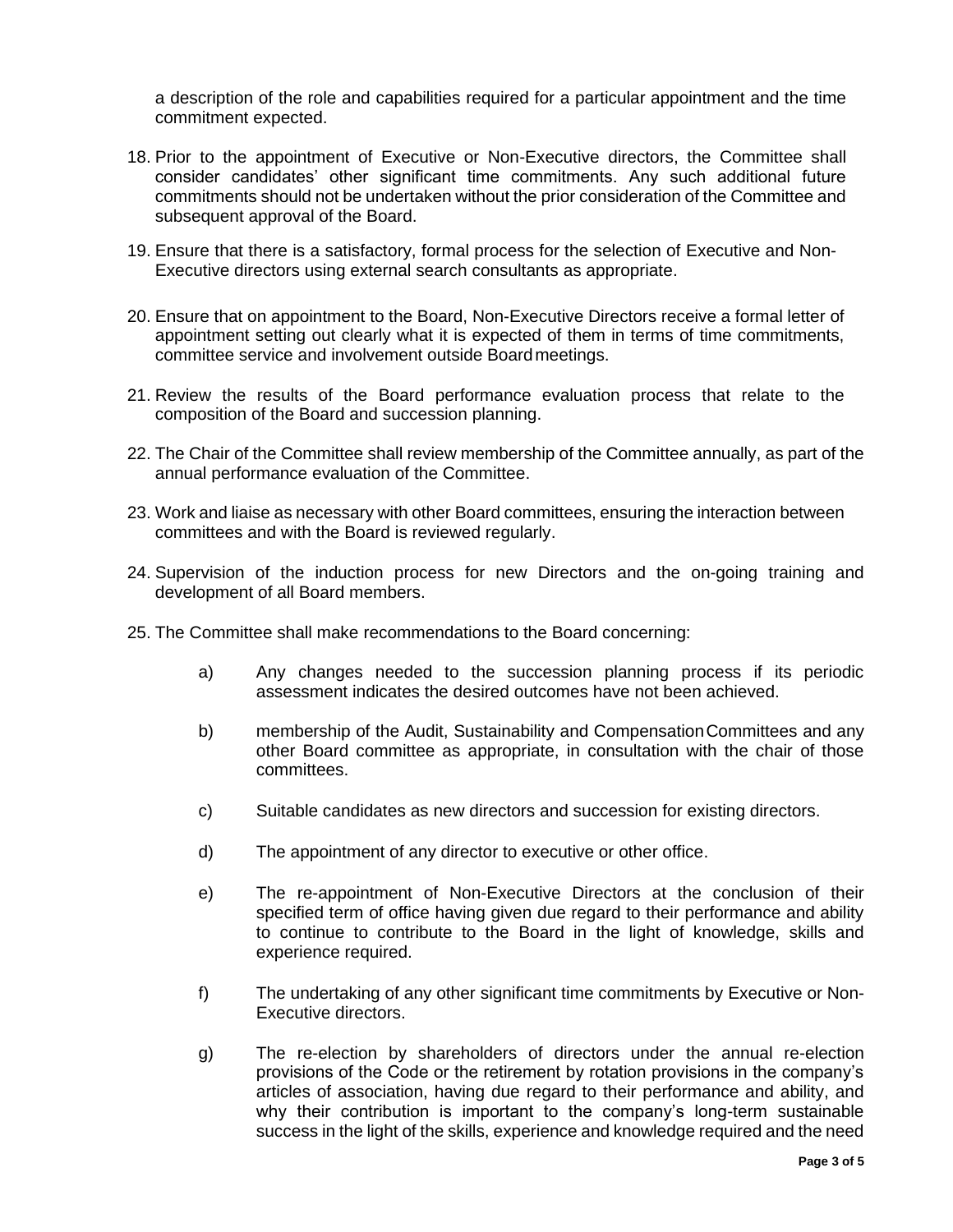a description of the role and capabilities required for a particular appointment and the time commitment expected.

18. Prior to the appointment of Executive or Non-Executive directors, the Committee shall consider candidates' other significant time commitments. Any such additional future commitments should not be undertaken without the prior consideration of the Committee and subsequent approval of the Board.

19. Ensure that there is a satisfactory, formal process for the selection of Executive and Non-Executive directors using external search consultants as appropriate.

20. Ensure that on appointment to the Board, Non-Executive Directors receive a formal letter of appointment setting out clearly what it is expected of them in terms of time commitments, committee service and involvement outside Board meetings.

21. Review the results of the Board performance evaluation process that relate to the composition of the Board and succession planning.

22. The Chair of the Committee shall review membership of the Committee annually, as part of the annual performance evaluation of the Committee.

23. Work and liaise as necessary with other Board committees, ensuring the interaction between committees and with the Board is reviewed regularly.

24. Supervision of the induction process for new Directors and the on-going training and development of all Board members.

25. The Committee shall make recommendations to the Board concerning:

    a) Any changes needed to the succession planning process if its periodic assessment indicates the desired outcomes have not been achieved.

    b) membership of the Audit, Sustainability and Compensation Committees and any other Board committee as appropriate, in consultation with the chair of those committees.

    c) Suitable candidates as new directors and succession for existing directors.

    d) The appointment of any director to executive or other office.

    e) The re-appointment of Non-Executive Directors at the conclusion of their specified term of office having given due regard to their performance and ability to continue to contribute to the Board in the light of knowledge, skills and experience required.

    f) The undertaking of any other significant time commitments by Executive or Non-Executive directors.

    g) The re-election by shareholders of directors under the annual re-election provisions of the Code or the retirement by rotation provisions in the company's articles of association, having due regard to their performance and ability, and why their contribution is important to the company's long-term sustainable success in the light of the skills, experience and knowledge required and the need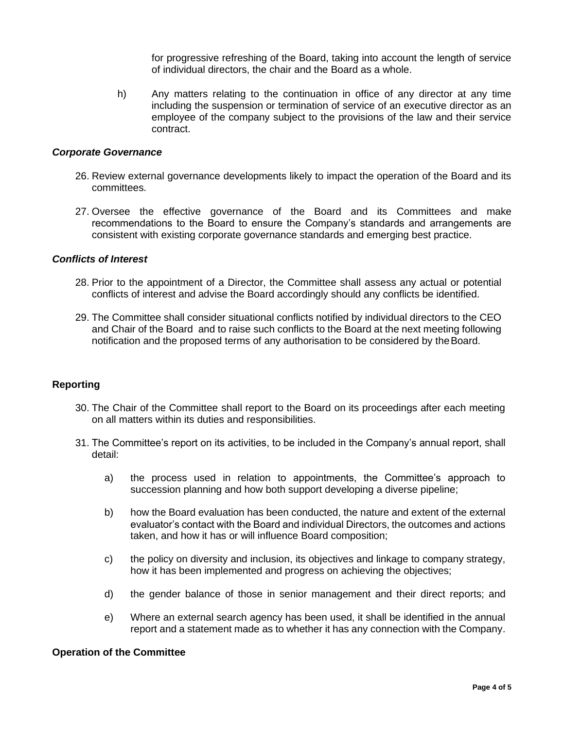for progressive refreshing of the Board, taking into account the length of service of individual directors, the chair and the Board as a whole.

h) Any matters relating to the continuation in office of any director at any time including the suspension or termination of service of an executive director as an employee of the company subject to the provisions of the law and their service contract.

### *Corporate Governance*

26. Review external governance developments likely to impact the operation of the Board and its committees.

27. Oversee the effective governance of the Board and its Committees and make recommendations to the Board to ensure the Company's standards and arrangements are consistent with existing corporate governance standards and emerging best practice.

### *Conflicts of Interest*

28. Prior to the appointment of a Director, the Committee shall assess any actual or potential conflicts of interest and advise the Board accordingly should any conflicts be identified.

29. The Committee shall consider situational conflicts notified by individual directors to the CEO and Chair of the Board and to raise such conflicts to the Board at the next meeting following notification and the proposed terms of any authorisation to be considered by the Board.

## **Reporting**

30. The Chair of the Committee shall report to the Board on its proceedings after each meeting on all matters within its duties and responsibilities.

31. The Committee's report on its activities, to be included in the Company's annual report, shall detail:

    a) the process used in relation to appointments, the Committee's approach to succession planning and how both support developing a diverse pipeline;

    b) how the Board evaluation has been conducted, the nature and extent of the external evaluator's contact with the Board and individual Directors, the outcomes and actions taken, and how it has or will influence Board composition;

    c) the policy on diversity and inclusion, its objectives and linkage to company strategy, how it has been implemented and progress on achieving the objectives;

    d) the gender balance of those in senior management and their direct reports; and

    e) Where an external search agency has been used, it shall be identified in the annual report and a statement made as to whether it has any connection with the Company.

## **Operation of the Committee**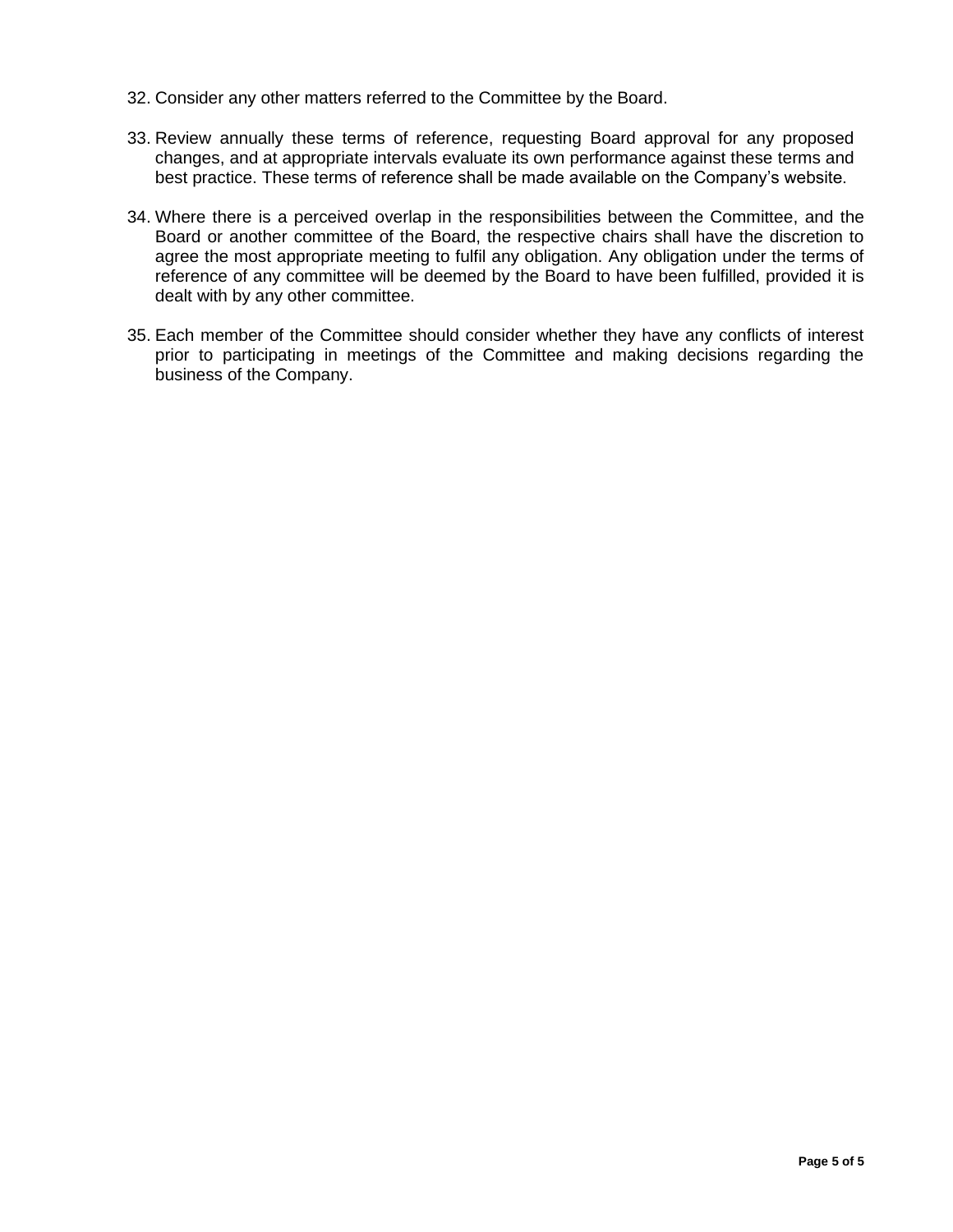32. Consider any other matters referred to the Committee by the Board.

33. Review annually these terms of reference, requesting Board approval for any proposed changes, and at appropriate intervals evaluate its own performance against these terms and best practice. These terms of reference shall be made available on the Company's website.

34. Where there is a perceived overlap in the responsibilities between the Committee, and the Board or another committee of the Board, the respective chairs shall have the discretion to agree the most appropriate meeting to fulfil any obligation. Any obligation under the terms of reference of any committee will be deemed by the Board to have been fulfilled, provided it is dealt with by any other committee.

35. Each member of the Committee should consider whether they have any conflicts of interest prior to participating in meetings of the Committee and making decisions regarding the business of the Company.